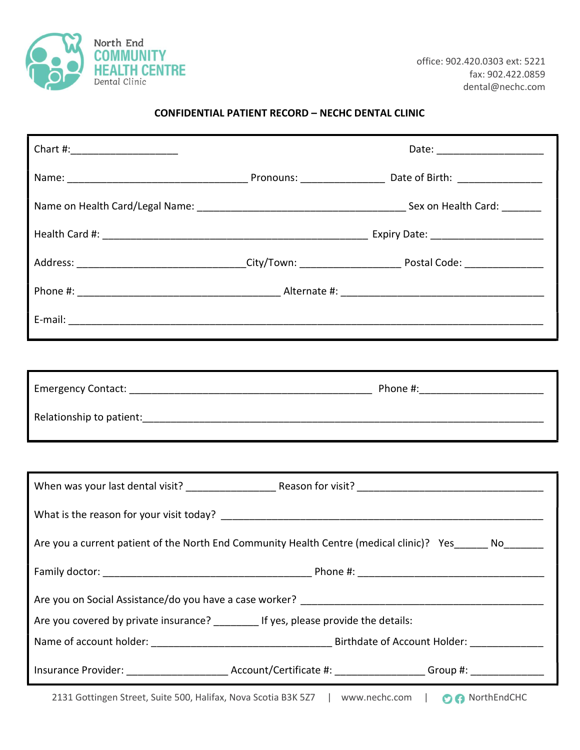North End
COMMUNITY
HEALTH CENTRE
Dental Clinic

office: 902.420.0303 ext: 5221
fax: 902.422.0859
dental@nechc.com

## CONFIDENTIAL PATIENT RECORD – NECHC DENTAL CLINIC

Chart #:___________________ Date: ___________________

Name: _________________________________ Pronouns: _______________ Date of Birth: _______________

Name on Health Card/Legal Name: ______________________________________ Sex on Health Card: _______

Health Card #: ________________________________________________ Expiry Date: ____________________

Address: ______________________________City/Town: _________________ Postal Code: ______________

Phone #: _____________________________________ Alternate #: _____________________________________

E-mail: ________________________________________________________________________________

Emergency Contact: ____________________________________________ Phone #:______________________

Relationship to patient:_____________________________________________________________________

When was your last dental visit? ________________ Reason for visit? __________________________________

What is the reason for your visit today? __________________________________________________________

Are you a current patient of the North End Community Health Centre (medical clinic)? Yes______ No_______

Family doctor: ______________________________________ Phone #: __________________________________

Are you on Social Assistance/do you have a case worker? ____________________________________________

Are you covered by private insurance? ________ If yes, please provide the details:

Name of account holder: _________________________________ Birthdate of Account Holder: _____________

Insurance Provider: __________________ Account/Certificate #: ________________ Group #: _____________

2131 Gottingen Street, Suite 500, Halifax, Nova Scotia B3K 5Z7 | www.nechc.com | NorthEndCHC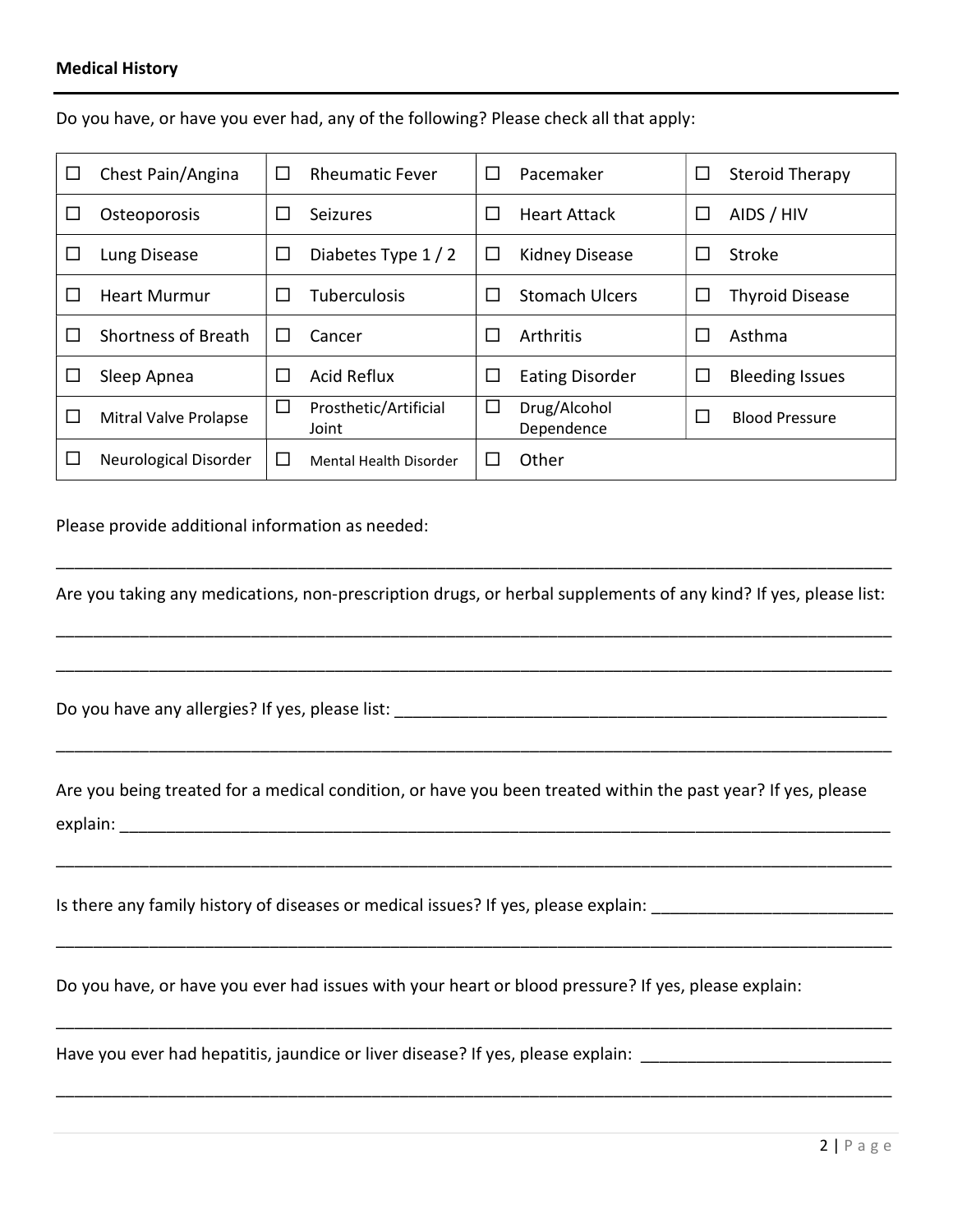**Medical History**

Do you have, or have you ever had, any of the following? Please check all that apply:

| | | | |
|---|---|---|---|
| ☐ Chest Pain/Angina | ☐ Rheumatic Fever | ☐ Pacemaker | ☐ Steroid Therapy |
| ☐ Osteoporosis | ☐ Seizures | ☐ Heart Attack | ☐ AIDS / HIV |
| ☐ Lung Disease | ☐ Diabetes Type 1 / 2 | ☐ Kidney Disease | ☐ Stroke |
| ☐ Heart Murmur | ☐ Tuberculosis | ☐ Stomach Ulcers | ☐ Thyroid Disease |
| ☐ Shortness of Breath | ☐ Cancer | ☐ Arthritis | ☐ Asthma |
| ☐ Sleep Apnea | ☐ Acid Reflux | ☐ Eating Disorder | ☐ Bleeding Issues |
| ☐ Mitral Valve Prolapse | ☐ Prosthetic/Artificial Joint | ☐ Drug/Alcohol Dependence | ☐ Blood Pressure |
| ☐ Neurological Disorder | ☐ Mental Health Disorder | ☐ Other | |

Please provide additional information as needed:

_______________________________________________________________________________

Are you taking any medications, non-prescription drugs, or herbal supplements of any kind? If yes, please list:

_______________________________________________________________________________

_______________________________________________________________________________

Do you have any allergies? If yes, please list: _______________________________________________

_______________________________________________________________________________

Are you being treated for a medical condition, or have you been treated within the past year? If yes, please explain: ___________________________________________________________________________

_______________________________________________________________________________

Is there any family history of diseases or medical issues? If yes, please explain: ______________________

_______________________________________________________________________________

Do you have, or have you ever had issues with your heart or blood pressure? If yes, please explain:

_______________________________________________________________________________

Have you ever had hepatitis, jaundice or liver disease? If yes, please explain: ________________________

_______________________________________________________________________________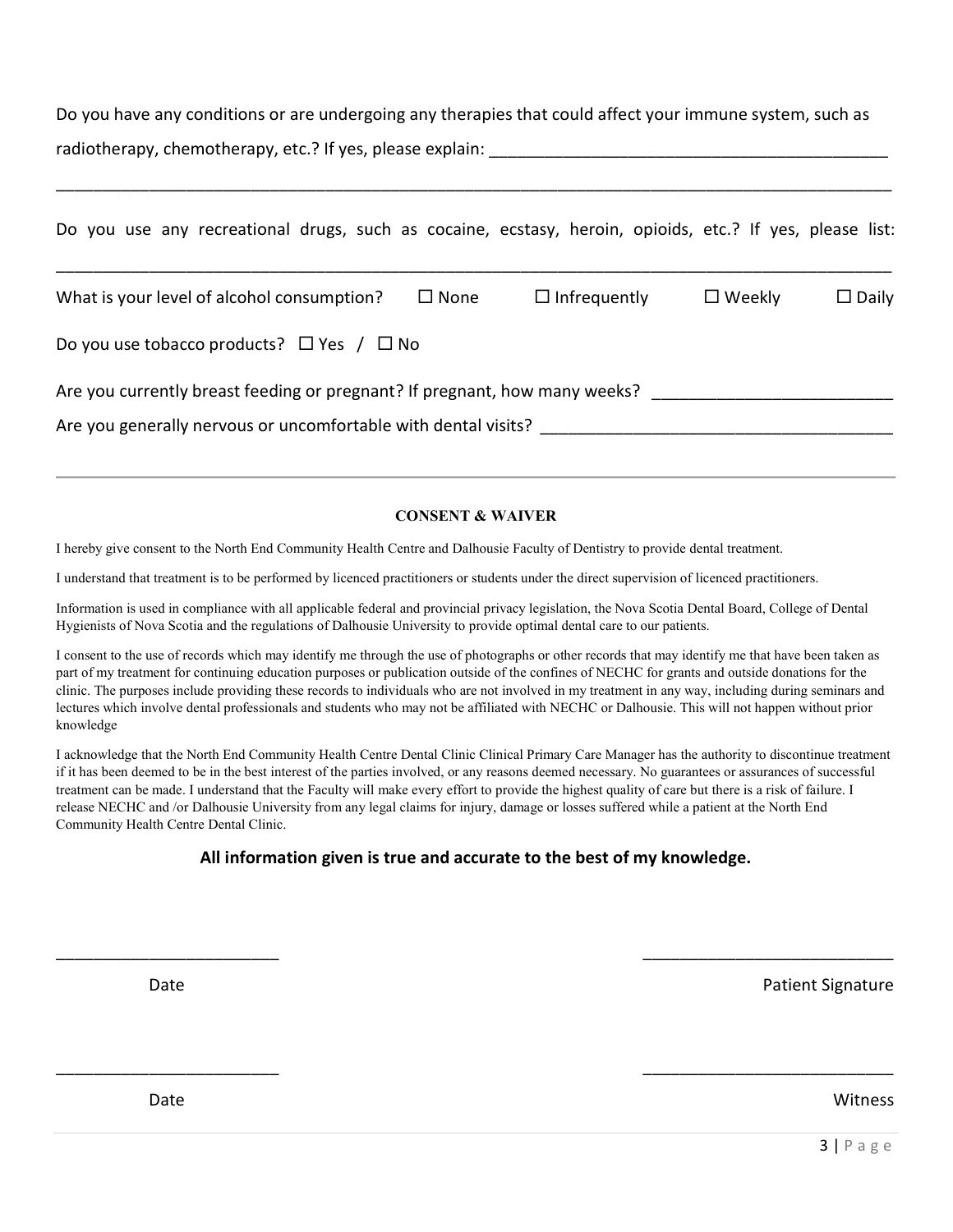Do you have any conditions or are undergoing any therapies that could affect your immune system, such as radiotherapy, chemotherapy, etc.? If yes, please explain: ___________________________________________

_____________________________________________________________________________________________

Do you use any recreational drugs, such as cocaine, ecstasy, heroin, opioids, etc.? If yes, please list:

_____________________________________________________________________________________________

What is your level of alcohol consumption? ☐ None ☐ Infrequently ☐ Weekly ☐ Daily

Do you use tobacco products? ☐ Yes / ☐ No

Are you currently breast feeding or pregnant? If pregnant, how many weeks? _________________________

Are you generally nervous or uncomfortable with dental visits? _____________________________________

---

**CONSENT & WAIVER**

I hereby give consent to the North End Community Health Centre and Dalhousie Faculty of Dentistry to provide dental treatment.

I understand that treatment is to be performed by licenced practitioners or students under the direct supervision of licenced practitioners.

Information is used in compliance with all applicable federal and provincial privacy legislation, the Nova Scotia Dental Board, College of Dental Hygienists of Nova Scotia and the regulations of Dalhousie University to provide optimal dental care to our patients.

I consent to the use of records which may identify me through the use of photographs or other records that may identify me that have been taken as part of my treatment for continuing education purposes or publication outside of the confines of NECHC for grants and outside donations for the clinic. The purposes include providing these records to individuals who are not involved in my treatment in any way, including during seminars and lectures which involve dental professionals and students who may not be affiliated with NECHC or Dalhousie. This will not happen without prior knowledge

I acknowledge that the North End Community Health Centre Dental Clinic Clinical Primary Care Manager has the authority to discontinue treatment if it has been deemed to be in the best interest of the parties involved, or any reasons deemed necessary. No guarantees or assurances of successful treatment can be made. I understand that the Faculty will make every effort to provide the highest quality of care but there is a risk of failure. I release NECHC and /or Dalhousie University from any legal claims for injury, damage or losses suffered while a patient at the North End Community Health Centre Dental Clinic.

**All information given is true and accurate to the best of my knowledge.**

________________________ ________________________

Date Patient Signature

________________________ ________________________

Date Witness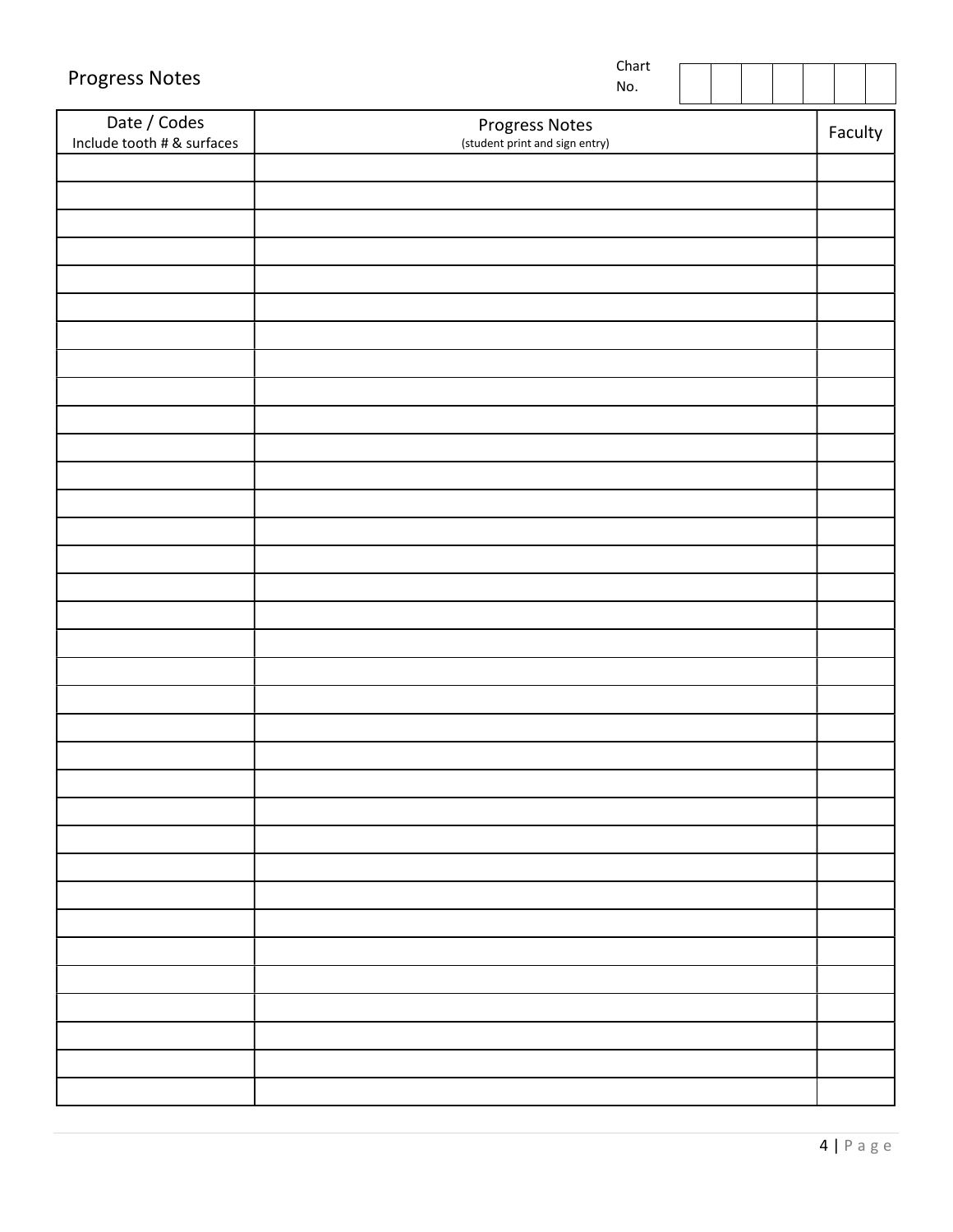Progress Notes

Chart No. | | | | | | | |

| Date / Codes<br>Include tooth # & surfaces | Progress Notes<br>(student print and sign entry) | Faculty |
|---|---|---|
| | | |
| | | |
| | | |
| | | |
| | | |
| | | |
| | | |
| | | |
| | | |
| | | |
| | | |
| | | |
| | | |
| | | |
| | | |
| | | |
| | | |
| | | |
| | | |
| | | |
| | | |
| | | |
| | | |
| | | |
| | | |
| | | |
| | | |
| | | |
| | | |
| | | |
| | | |
| | | |
| | | |
| | | |
| | | |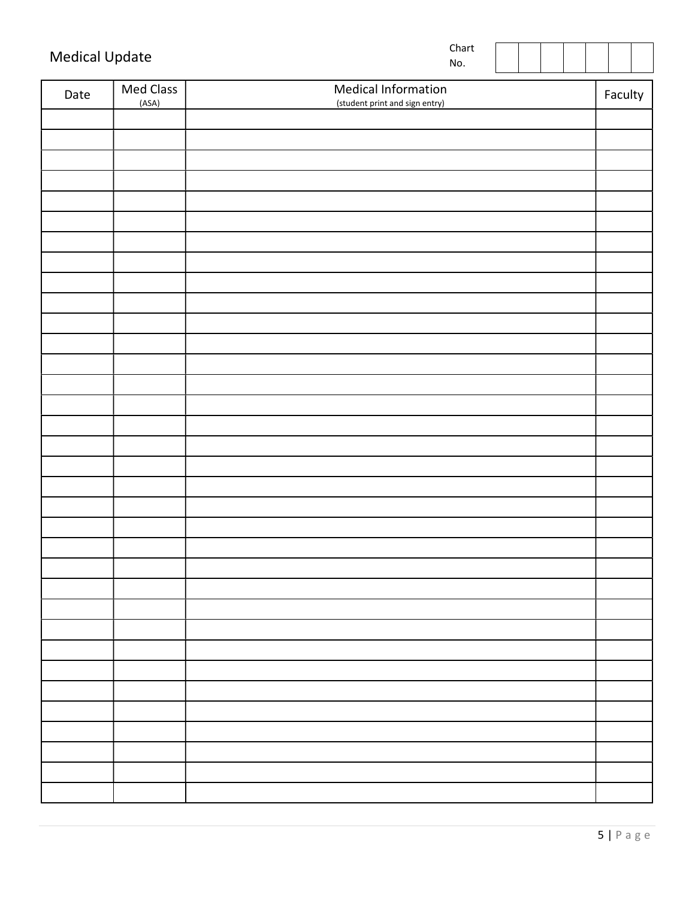# Medical Update

Chart No. | | | | | | | |

| Date | Med Class (ASA) | Medical Information (student print and sign entry) | Faculty |
|---|---|---|---|
| | | | |
| | | | |
| | | | |
| | | | |
| | | | |
| | | | |
| | | | |
| | | | |
| | | | |
| | | | |
| | | | |
| | | | |
| | | | |
| | | | |
| | | | |
| | | | |
| | | | |
| | | | |
| | | | |
| | | | |
| | | | |
| | | | |
| | | | |
| | | | |
| | | | |
| | | | |
| | | | |
| | | | |
| | | | |
| | | | |
| | | | |
| | | | |
| | | | |
| | | | |
| | | | |